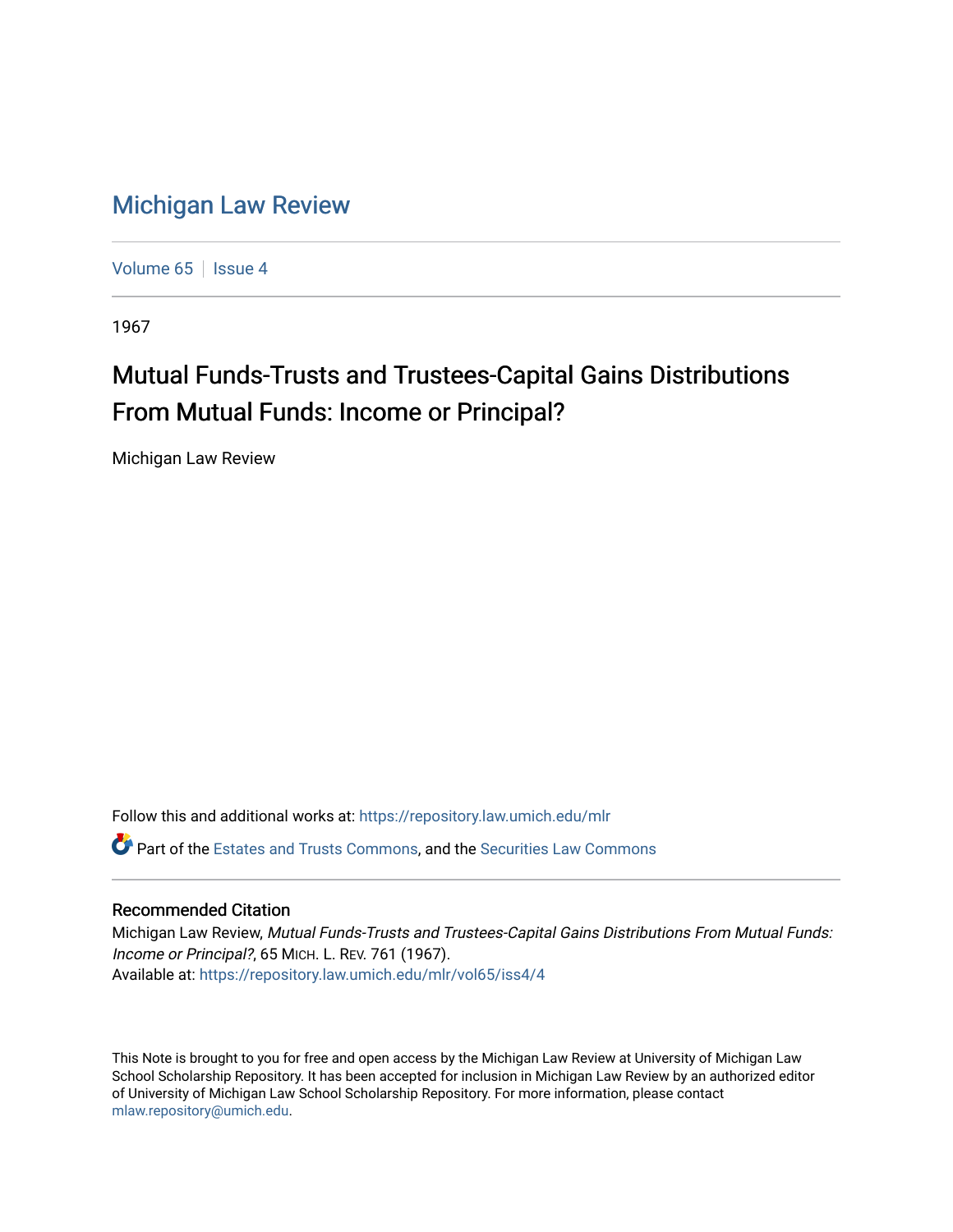# Michigan Law Review

Volume 65 | Issue 4

1967

## Mutual Funds-Trusts and Trustees-Capital Gains Distributions From Mutual Funds: Income or Principal?

Michigan Law Review

Follow this and additional works at: https://repository.law.umich.edu/mlr

Part of the Estates and Trusts Commons, and the Securities Law Commons

### Recommended Citation

Michigan Law Review, *Mutual Funds-Trusts and Trustees-Capital Gains Distributions From Mutual Funds: Income or Principal?*, 65 MICH. L. REV. 761 (1967).
Available at: https://repository.law.umich.edu/mlr/vol65/iss4/4

This Note is brought to you for free and open access by the Michigan Law Review at University of Michigan Law School Scholarship Repository. It has been accepted for inclusion in Michigan Law Review by an authorized editor of University of Michigan Law School Scholarship Repository. For more information, please contact mlaw.repository@umich.edu.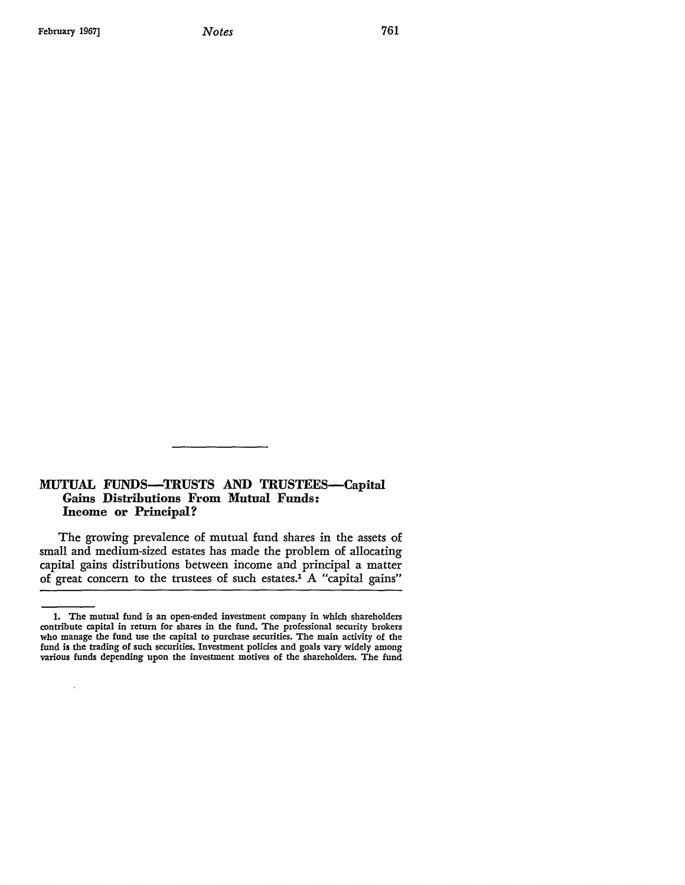## MUTUAL FUNDS—TRUSTS AND TRUSTEES—Capital Gains Distributions From Mutual Funds: Income or Principal?

The growing prevalence of mutual fund shares in the assets of small and medium-sized estates has made the problem of allocating capital gains distributions between income and principal a matter of great concern to the trustees of such estates.[1] A "capital gains"

---

1. The mutual fund is an open-ended investment company in which shareholders contribute capital in return for shares in the fund. The professional security brokers who manage the fund use the capital to purchase securities. The main activity of the fund is the trading of such securities. Investment policies and goals vary widely among various funds depending upon the investment motives of the shareholders. The fund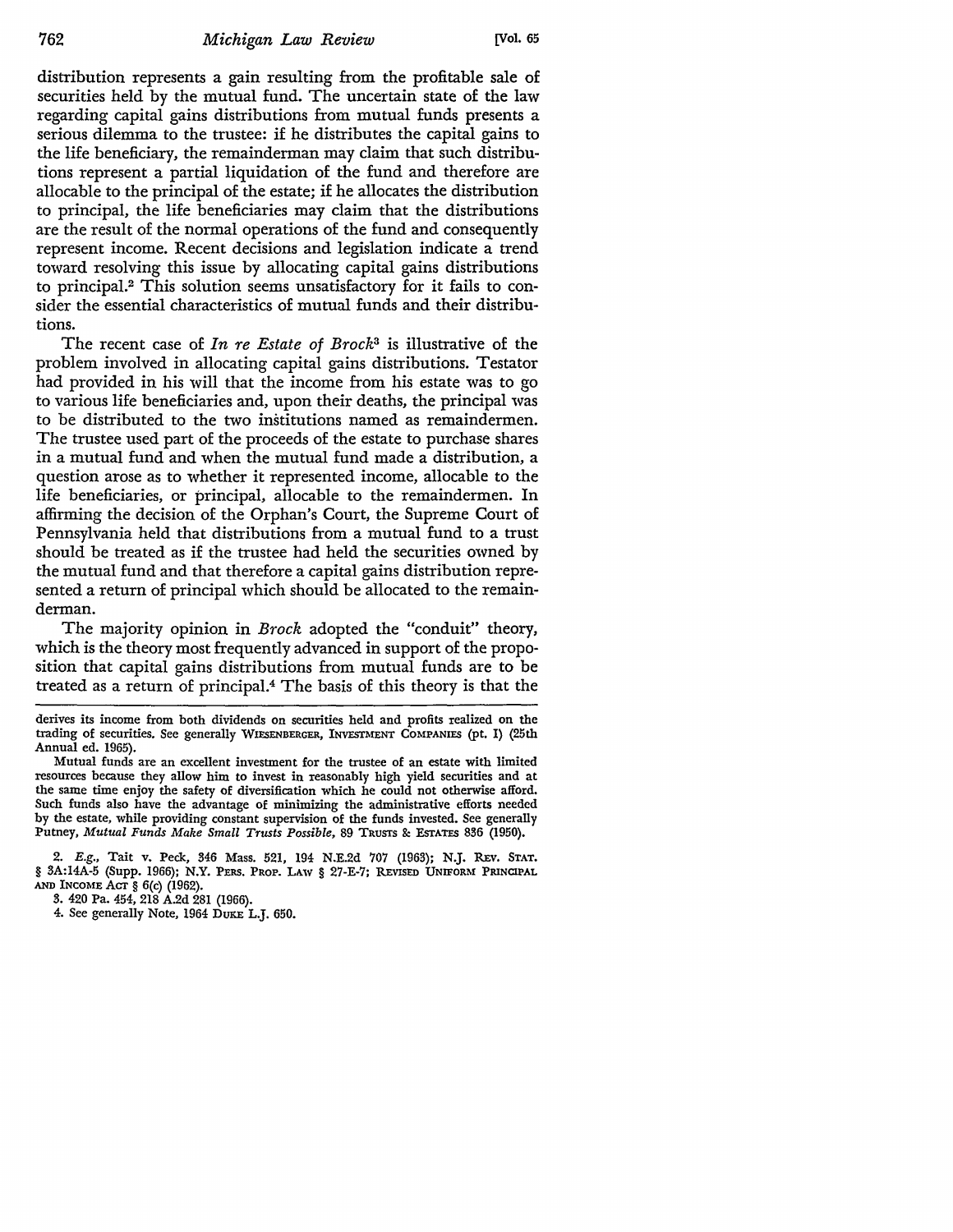distribution represents a gain resulting from the profitable sale of securities held by the mutual fund. The uncertain state of the law regarding capital gains distributions from mutual funds presents a serious dilemma to the trustee: if he distributes the capital gains to the life beneficiary, the remainderman may claim that such distributions represent a partial liquidation of the fund and therefore are allocable to the principal of the estate; if he allocates the distribution to principal, the life beneficiaries may claim that the distributions are the result of the normal operations of the fund and consequently represent income. Recent decisions and legislation indicate a trend toward resolving this issue by allocating capital gains distributions to principal.[2] This solution seems unsatisfactory for it fails to consider the essential characteristics of mutual funds and their distributions.

The recent case of *In re Estate of Brock*[3] is illustrative of the problem involved in allocating capital gains distributions. Testator had provided in his will that the income from his estate was to go to various life beneficiaries and, upon their deaths, the principal was to be distributed to the two institutions named as remaindermen. The trustee used part of the proceeds of the estate to purchase shares in a mutual fund and when the mutual fund made a distribution, a question arose as to whether it represented income, allocable to the life beneficiaries, or principal, allocable to the remaindermen. In affirming the decision of the Orphan's Court, the Supreme Court of Pennsylvania held that distributions from a mutual fund to a trust should be treated as if the trustee had held the securities owned by the mutual fund and that therefore a capital gains distribution represented a return of principal which should be allocated to the remainderman.

The majority opinion in *Brock* adopted the "conduit" theory, which is the theory most frequently advanced in support of the proposition that capital gains distributions from mutual funds are to be treated as a return of principal.[4] The basis of this theory is that the

---

derives its income from both dividends on securities held and profits realized on the trading of securities. See generally WIESENBERGER, INVESTMENT COMPANIES (pt. I) (25th Annual ed. 1965).

Mutual funds are an excellent investment for the trustee of an estate with limited resources because they allow him to invest in reasonably high yield securities and at the same time enjoy the safety of diversification which he could not otherwise afford. Such funds also have the advantage of minimizing the administrative efforts needed by the estate, while providing constant supervision of the funds invested. See generally Putney, *Mutual Funds Make Small Trusts Possible*, 89 TRUSTS & ESTATES 836 (1950).

2. *E.g.*, Tait v. Peck, 346 Mass. 521, 194 N.E.2d 707 (1963); N.J. REV. STAT. § 3A:14A-5 (Supp. 1966); N.Y. PERS. PROP. LAW § 27-E-7; REVISED UNIFORM PRINCIPAL AND INCOME ACT § 6(c) (1962).

3. 420 Pa. 454, 218 A.2d 281 (1966).

4. See generally Note, 1964 DUKE L.J. 650.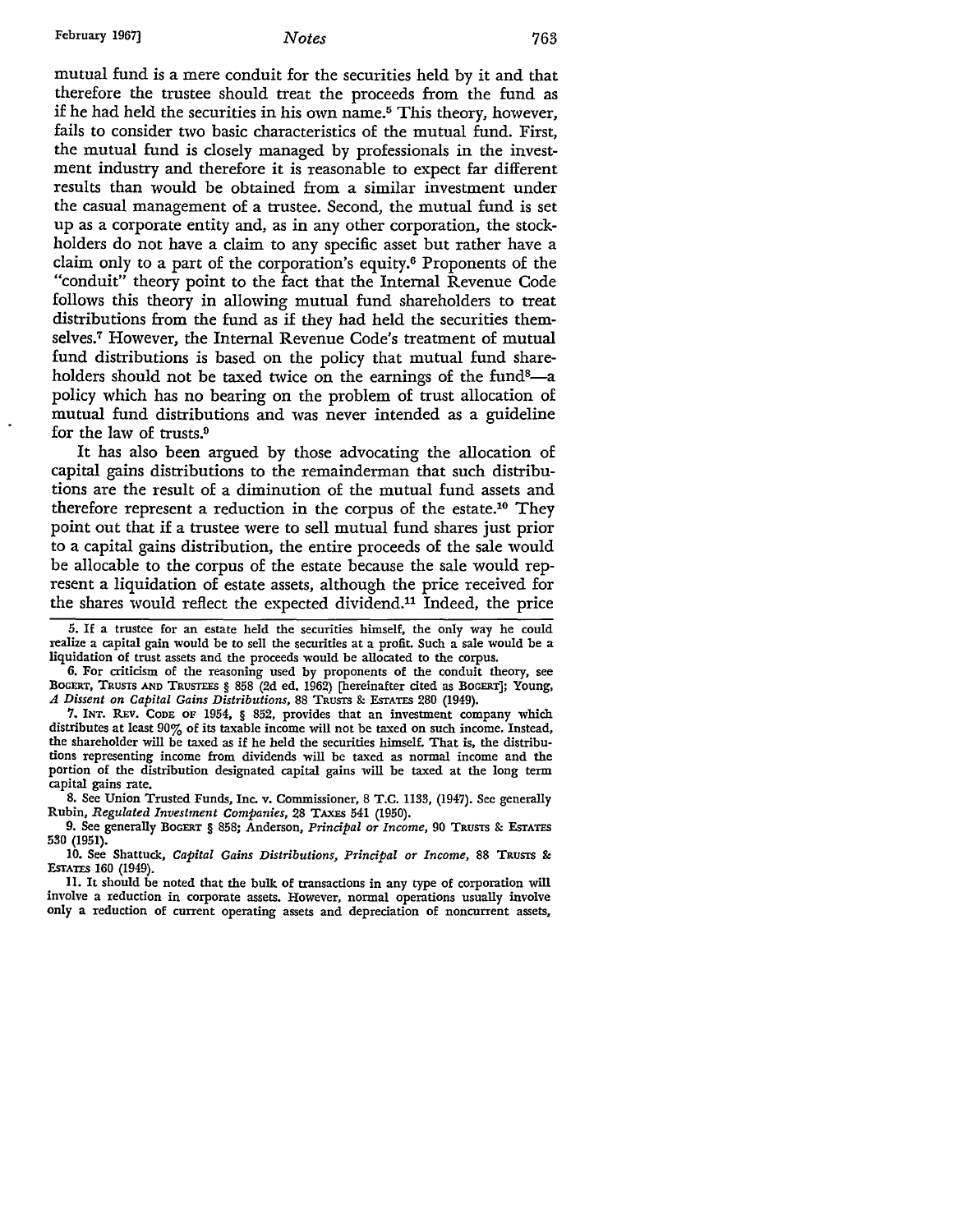mutual fund is a mere conduit for the securities held by it and that therefore the trustee should treat the proceeds from the fund as if he had held the securities in his own name.[5] This theory, however, fails to consider two basic characteristics of the mutual fund. First, the mutual fund is closely managed by professionals in the investment industry and therefore it is reasonable to expect far different results than would be obtained from a similar investment under the casual management of a trustee. Second, the mutual fund is set up as a corporate entity and, as in any other corporation, the stockholders do not have a claim to any specific asset but rather have a claim only to a part of the corporation's equity.[6] Proponents of the "conduit" theory point to the fact that the Internal Revenue Code follows this theory in allowing mutual fund shareholders to treat distributions from the fund as if they had held the securities themselves.[7] However, the Internal Revenue Code's treatment of mutual fund distributions is based on the policy that mutual fund shareholders should not be taxed twice on the earnings of the fund[8]—a policy which has no bearing on the problem of trust allocation of mutual fund distributions and was never intended as a guideline for the law of trusts.[9]

It has also been argued by those advocating the allocation of capital gains distributions to the remainderman that such distributions are the result of a diminution of the mutual fund assets and therefore represent a reduction in the corpus of the estate.[10] They point out that if a trustee were to sell mutual fund shares just prior to a capital gains distribution, the entire proceeds of the sale would be allocable to the corpus of the estate because the sale would represent a liquidation of estate assets, although the price received for the shares would reflect the expected dividend.[11] Indeed, the price

---

5. If a trustee for an estate held the securities himself, the only way he could realize a capital gain would be to sell the securities at a profit. Such a sale would be a liquidation of trust assets and the proceeds would be allocated to the corpus.

6. For criticism of the reasoning used by proponents of the conduit theory, see BOGERT, TRUSTS AND TRUSTEES § 858 (2d ed. 1962) [hereinafter cited as BOGERT]; Young, *A Dissent on Capital Gains Distributions*, 88 TRUSTS & ESTATES 280 (1949).

7. INT. REV. CODE OF 1954, § 852, provides that an investment company which distributes at least 90% of its taxable income will not be taxed on such income. Instead, the shareholder will be taxed as if he held the securities himself. That is, the distributions representing income from dividends will be taxed as normal income and the portion of the distribution designated capital gains will be taxed at the long term capital gains rate.

8. See Union Trusted Funds, Inc. v. Commissioner, 8 T.C. 1133, (1947). See generally Rubin, *Regulated Investment Companies*, 28 TAXES 541 (1950).

9. See generally BOGERT § 858; Anderson, *Principal or Income*, 90 TRUSTS & ESTATES 530 (1951).

10. See Shattuck, *Capital Gains Distributions, Principal or Income*, 88 TRUSTS & ESTATES 160 (1949).

11. It should be noted that the bulk of transactions in any type of corporation will involve a reduction in corporate assets. However, normal operations usually involve only a reduction of current operating assets and depreciation of noncurrent assets,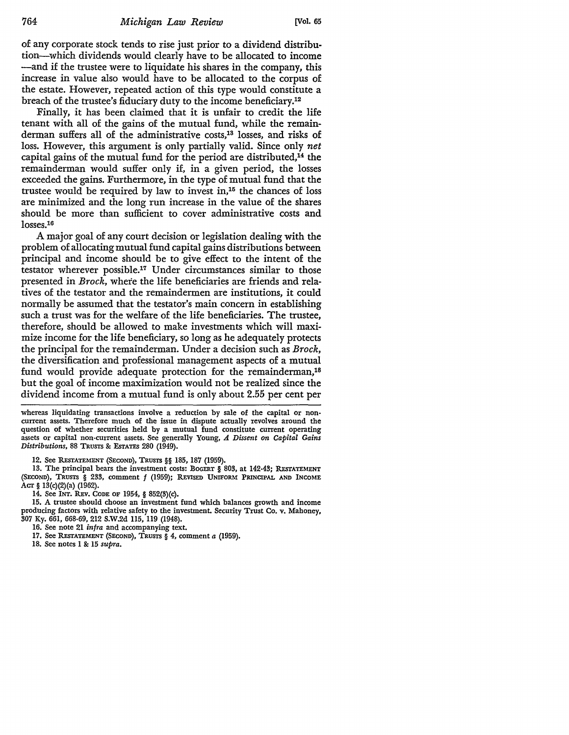of any corporate stock tends to rise just prior to a dividend distribution—which dividends would clearly have to be allocated to income —and if the trustee were to liquidate his shares in the company, this increase in value also would have to be allocated to the corpus of the estate. However, repeated action of this type would constitute a breach of the trustee's fiduciary duty to the income beneficiary.[12]

Finally, it has been claimed that it is unfair to credit the life tenant with all of the gains of the mutual fund, while the remainderman suffers all of the administrative costs,[13] losses, and risks of loss. However, this argument is only partially valid. Since only *net* capital gains of the mutual fund for the period are distributed,[14] the remainderman would suffer only if, in a given period, the losses exceeded the gains. Furthermore, in the type of mutual fund that the trustee would be required by law to invest in,[15] the chances of loss are minimized and the long run increase in the value of the shares should be more than sufficient to cover administrative costs and losses.[16]

A major goal of any court decision or legislation dealing with the problem of allocating mutual fund capital gains distributions between principal and income should be to give effect to the intent of the testator wherever possible.[17] Under circumstances similar to those presented in *Brock*, where the life beneficiaries are friends and relatives of the testator and the remaindermen are institutions, it could normally be assumed that the testator's main concern in establishing such a trust was for the welfare of the life beneficiaries. The trustee, therefore, should be allowed to make investments which will maximize income for the life beneficiary, so long as he adequately protects the principal for the remainderman. Under a decision such as *Brock*, the diversification and professional management aspects of a mutual fund would provide adequate protection for the remainderman,[18] but the goal of income maximization would not be realized since the dividend income from a mutual fund is only about 2.55 per cent per

---

whereas liquidating transactions involve a reduction by sale of the capital or noncurrent assets. Therefore much of the issue in dispute actually revolves around the question of whether securities held by a mutual fund constitute current operating assets or capital non-current assets. See generally Young, *A Dissent on Capital Gains Distributions*, 88 TRUSTS & ESTATES 280 (1949).

12. See RESTATEMENT (SECOND), TRUSTS §§ 185, 187 (1959).

13. The principal bears the investment costs: BOGERT § 803, at 142-43; RESTATEMENT (SECOND), TRUSTS § 233, comment *f* (1959); REVISED UNIFORM PRINCIPAL AND INCOME ACT § 13(c)(2)(a) (1962).

14. See INT. REV. CODE OF 1954, § 852(3)(c).

15. A trustee should choose an investment fund which balances growth and income producing factors with relative safety to the investment. Security Trust Co. v. Mahoney, 307 Ky. 661, 668-69, 212 S.W.2d 115, 119 (1948).

16. See note 21 *infra* and accompanying text.

17. See RESTATEMENT (SECOND), TRUSTS § 4, comment *a* (1959).

18. See notes 1 & 15 *supra*.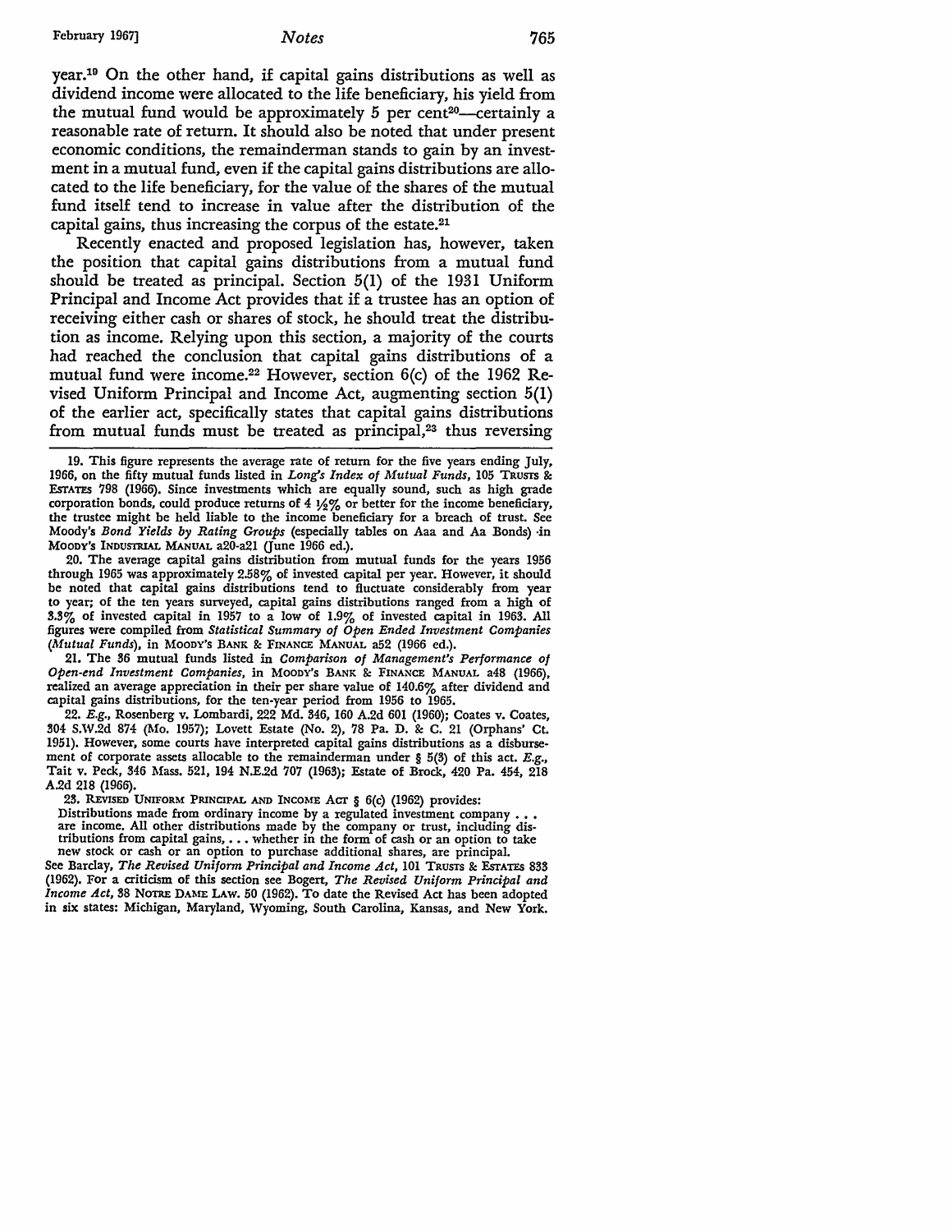year.[19] On the other hand, if capital gains distributions as well as dividend income were allocated to the life beneficiary, his yield from the mutual fund would be approximately 5 per cent[20]—certainly a reasonable rate of return. It should also be noted that under present economic conditions, the remainderman stands to gain by an investment in a mutual fund, even if the capital gains distributions are allocated to the life beneficiary, for the value of the shares of the mutual fund itself tend to increase in value after the distribution of the capital gains, thus increasing the corpus of the estate.[21]

Recently enacted and proposed legislation has, however, taken the position that capital gains distributions from a mutual fund should be treated as principal. Section 5(1) of the 1931 Uniform Principal and Income Act provides that if a trustee has an option of receiving either cash or shares of stock, he should treat the distribution as income. Relying upon this section, a majority of the courts had reached the conclusion that capital gains distributions of a mutual fund were income.[22] However, section 6(c) of the 1962 Revised Uniform Principal and Income Act, augmenting section 5(1) of the earlier act, specifically states that capital gains distributions from mutual funds must be treated as principal,[23] thus reversing

---

19. This figure represents the average rate of return for the five years ending July, 1966, on the fifty mutual funds listed in *Long's Index of Mutual Funds*, 105 Trusts & Estates 798 (1966). Since investments which are equally sound, such as high grade corporation bonds, could produce returns of 4 ½% or better for the income beneficiary, the trustee might be held liable to the income beneficiary for a breach of trust. See Moody's *Bond Yields by Rating Groups* (especially tables on Aaa and Aa Bonds) in Moody's Industrial Manual a20-a21 (June 1966 ed.).

20. The average capital gains distribution from mutual funds for the years 1956 through 1965 was approximately 2.58% of invested capital per year. However, it should be noted that capital gains distributions tend to fluctuate considerably from year to year; of the ten years surveyed, capital gains distributions ranged from a high of 3.3% of invested capital in 1957 to a low of 1.9% of invested capital in 1963. All figures were compiled from *Statistical Summary of Open Ended Investment Companies (Mutual Funds)*, in Moody's Bank & Finance Manual a52 (1966 ed.).

21. The 36 mutual funds listed in *Comparison of Management's Performance of Open-end Investment Companies*, in Moody's Bank & Finance Manual a48 (1966), realized an average appreciation in their per share value of 140.6% after dividend and capital gains distributions, for the ten-year period from 1956 to 1965.

22. *E.g.*, Rosenberg v. Lombardi, 222 Md. 346, 160 A.2d 601 (1960); Coates v. Coates, 304 S.W.2d 874 (Mo. 1957); Lovett Estate (No. 2), 78 Pa. D. & C. 21 (Orphans' Ct. 1951). However, some courts have interpreted capital gains distributions as a disbursement of corporate assets allocable to the remainderman under § 5(3) of this act. *E.g.*, Tait v. Peck, 346 Mass. 521, 194 N.E.2d 707 (1963); Estate of Brock, 420 Pa. 454, 218 A.2d 218 (1966).

23. Revised Uniform Principal and Income Act § 6(c) (1962) provides:

> Distributions made from ordinary income by a regulated investment company . . . are income. All other distributions made by the company or trust, including distributions from capital gains, . . . whether in the form of cash or an option to take new stock or cash or an option to purchase additional shares, are principal.

See Barclay, *The Revised Uniform Principal and Income Act*, 101 Trusts & Estates 833 (1962). For a criticism of this section see Bogert, *The Revised Uniform Principal and Income Act*, 38 Notre Dame Law. 50 (1962). To date the Revised Act has been adopted in six states: Michigan, Maryland, Wyoming, South Carolina, Kansas, and New York.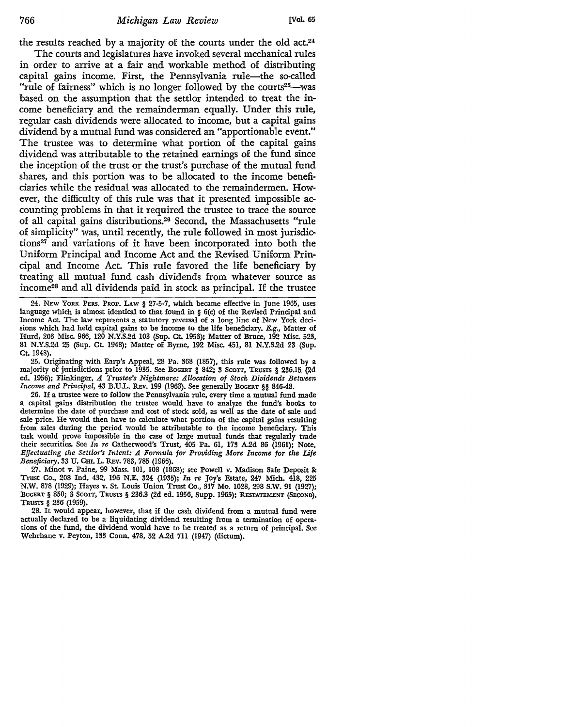the results reached by a majority of the courts under the old act.[24]

The courts and legislatures have invoked several mechanical rules in order to arrive at a fair and workable method of distributing capital gains income. First, the Pennsylvania rule—the so-called "rule of fairness" which is no longer followed by the courts[25]—was based on the assumption that the settlor intended to treat the income beneficiary and the remainderman equally. Under this rule, regular cash dividends were allocated to income, but a capital gains dividend by a mutual fund was considered an "apportionable event." The trustee was to determine what portion of the capital gains dividend was attributable to the retained earnings of the fund since the inception of the trust or the trust's purchase of the mutual fund shares, and this portion was to be allocated to the income beneficiaries while the residual was allocated to the remaindermen. However, the difficulty of this rule was that it presented impossible accounting problems in that it required the trustee to trace the source of all capital gains distributions.[26] Second, the Massachusetts "rule of simplicity" was, until recently, the rule followed in most jurisdictions[27] and variations of it have been incorporated into both the Uniform Principal and Income Act and the Revised Uniform Principal and Income Act. This rule favored the life beneficiary by treating all mutual fund cash dividends from whatever source as income[28] and all dividends paid in stock as principal. If the trustee

24. NEW YORK PERS. PROP. LAW § 27-5-7, which became effective in June 1965, uses language which is almost identical to that found in § 6(c) of the Revised Principal and Income Act. The law represents a statutory reversal of a long line of New York decisions which had held capital gains to be income to the life beneficiary. *E.g.*, Matter of Hurd, 203 Misc. 966, 120 N.Y.S.2d 103 (Sup. Ct. 1953); Matter of Bruce, 192 Misc. 523, 81 N.Y.S.2d 25 (Sup. Ct. 1948); Matter of Byrne, 192 Misc. 451, 81 N.Y.S.2d 23 (Sup. Ct. 1948).

25. Originating with Earp's Appeal, 28 Pa. 368 (1857), this rule was followed by a majority of jurisdictions prior to 1935. See BOGERT § 842; 3 SCOTT, TRUSTS § 236.15 (2d ed. 1956); Flinkinger, *A Trustee's Nightmare: Allocation of Stock Dividends Between Income and Principal*, 43 B.U.L. REV. 199 (1963). See generally BOGERT §§ 846-48.

26. If a trustee were to follow the Pennsylvania rule, every time a mutual fund made a capital gains distribution the trustee would have to analyze the fund's books to determine the date of purchase and cost of stock sold, as well as the date of sale and sale price. He would then have to calculate what portion of the capital gains resulting from sales during the period would be attributable to the income beneficiary. This task would prove impossible in the case of large mutual funds that regularly trade their securities. See *In re* Catherwood's Trust, 405 Pa. 61, 173 A.2d 86 (1961); Note, *Effectuating the Settlor's Intent: A Formula for Providing More Income for the Life Beneficiary*, 33 U. CHI. L. REV. 783, 785 (1966).

27. Minot v. Paine, 99 Mass. 101, 108 (1868); see Powell v. Madison Safe Deposit & Trust Co., 208 Ind. 432, 196 N.E. 324 (1935); *In re* Joy's Estate, 247 Mich. 418, 225 N.W. 878 (1929); Hayes v. St. Louis Union Trust Co., 317 Mo. 1028, 298 S.W. 91 (1927); BOGERT § 850; 3 SCOTT, TRUSTS § 236.3 (2d ed. 1956, Supp. 1965); RESTATEMENT (SECOND), TRUSTS § 236 (1959).

28. It would appear, however, that if the cash dividend from a mutual fund were actually declared to be a liquidating dividend resulting from a termination of operations of the fund, the dividend would have to be treated as a return of principal. See Wehrhane v. Peyton, 133 Conn. 478, 52 A.2d 711 (1947) (dictum).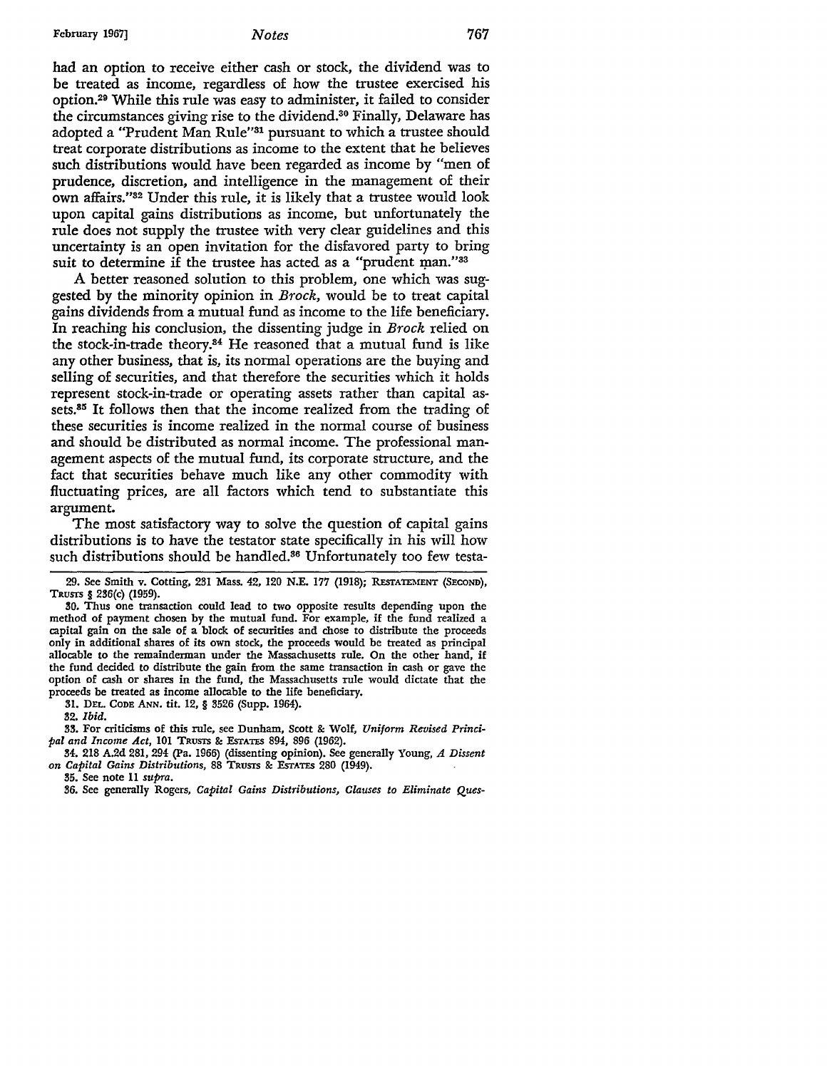had an option to receive either cash or stock, the dividend was to be treated as income, regardless of how the trustee exercised his option.[29] While this rule was easy to administer, it failed to consider the circumstances giving rise to the dividend.[30] Finally, Delaware has adopted a "Prudent Man Rule"[31] pursuant to which a trustee should treat corporate distributions as income to the extent that he believes such distributions would have been regarded as income by "men of prudence, discretion, and intelligence in the management of their own affairs."[32] Under this rule, it is likely that a trustee would look upon capital gains distributions as income, but unfortunately the rule does not supply the trustee with very clear guidelines and this uncertainty is an open invitation for the disfavored party to bring suit to determine if the trustee has acted as a "prudent man."[33]

A better reasoned solution to this problem, one which was suggested by the minority opinion in *Brock*, would be to treat capital gains dividends from a mutual fund as income to the life beneficiary. In reaching his conclusion, the dissenting judge in *Brock* relied on the stock-in-trade theory.[34] He reasoned that a mutual fund is like any other business, that is, its normal operations are the buying and selling of securities, and that therefore the securities which it holds represent stock-in-trade or operating assets rather than capital assets.[35] It follows then that the income realized from the trading of these securities is income realized in the normal course of business and should be distributed as normal income. The professional management aspects of the mutual fund, its corporate structure, and the fact that securities behave much like any other commodity with fluctuating prices, are all factors which tend to substantiate this argument.

The most satisfactory way to solve the question of capital gains distributions is to have the testator state specifically in his will how such distributions should be handled.[36] Unfortunately too few testa-

---

29. See Smith v. Cotting, 231 Mass. 42, 120 N.E. 177 (1918); RESTATEMENT (SECOND), TRUSTS § 236(c) (1959).

30. Thus one transaction could lead to two opposite results depending upon the method of payment chosen by the mutual fund. For example, if the fund realized a capital gain on the sale of a block of securities and chose to distribute the proceeds only in additional shares of its own stock, the proceeds would be treated as principal allocable to the remainderman under the Massachusetts rule. On the other hand, if the fund decided to distribute the gain from the same transaction in cash or gave the option of cash or shares in the fund, the Massachusetts rule would dictate that the proceeds be treated as income allocable to the life beneficiary.

31. DEL. CODE ANN. tit. 12, § 3526 (Supp. 1964).

32. *Ibid.*

33. For criticisms of this rule, see Dunham, Scott & Wolf, *Uniform Revised Principal and Income Act*, 101 TRUSTS & ESTATES 894, 896 (1962).

34. 218 A.2d 281, 294 (Pa. 1966) (dissenting opinion). See generally Young, *A Dissent on Capital Gains Distributions*, 88 TRUSTS & ESTATES 280 (1949).

35. See note 11 *supra*.

36. See generally Rogers, *Capital Gains Distributions, Clauses to Eliminate Ques-*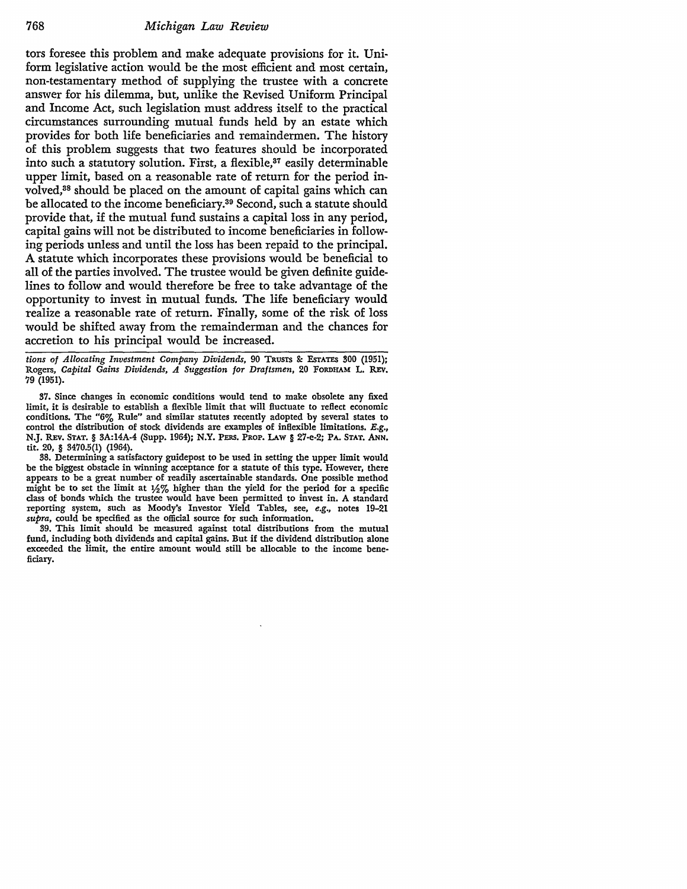tors foresee this problem and make adequate provisions for it. Uniform legislative action would be the most efficient and most certain, non-testamentary method of supplying the trustee with a concrete answer for his dilemma, but, unlike the Revised Uniform Principal and Income Act, such legislation must address itself to the practical circumstances surrounding mutual funds held by an estate which provides for both life beneficiaries and remaindermen. The history of this problem suggests that two features should be incorporated into such a statutory solution. First, a flexible,[37] easily determinable upper limit, based on a reasonable rate of return for the period involved,[38] should be placed on the amount of capital gains which can be allocated to the income beneficiary.[39] Second, such a statute should provide that, if the mutual fund sustains a capital loss in any period, capital gains will not be distributed to income beneficiaries in following periods unless and until the loss has been repaid to the principal. A statute which incorporates these provisions would be beneficial to all of the parties involved. The trustee would be given definite guidelines to follow and would therefore be free to take advantage of the opportunity to invest in mutual funds. The life beneficiary would realize a reasonable rate of return. Finally, some of the risk of loss would be shifted away from the remainderman and the chances for accretion to his principal would be increased.

---

*tions of Allocating Investment Company Dividends*, 90 TRUSTS & ESTATES 300 (1951); Rogers, *Capital Gains Dividends, A Suggestion for Draftsmen*, 20 FORDHAM L. REV. 79 (1951).

37. Since changes in economic conditions would tend to make obsolete any fixed limit, it is desirable to establish a flexible limit that will fluctuate to reflect economic conditions. The "6% Rule" and similar statutes recently adopted by several states to control the distribution of stock dividends are examples of inflexible limitations. *E.g.*, N.J. REV. STAT. § 3A:14A-4 (Supp. 1964); N.Y. PERS. PROP. LAW § 27-e-2; PA. STAT. ANN. tit. 20, § 3470.5(1) (1964).

38. Determining a satisfactory guidepost to be used in setting the upper limit would be the biggest obstacle in winning acceptance for a statute of this type. However, there appears to be a great number of readily ascertainable standards. One possible method might be to set the limit at ½% higher than the yield for the period for a specific class of bonds which the trustee would have been permitted to invest in. A standard reporting system, such as Moody's Investor Yield Tables, see, *e.g.*, notes 19-21 *supra*, could be specified as the official source for such information.

39. This limit should be measured against total distributions from the mutual fund, including both dividends and capital gains. But if the dividend distribution alone exceeded the limit, the entire amount would still be allocable to the income beneficiary.